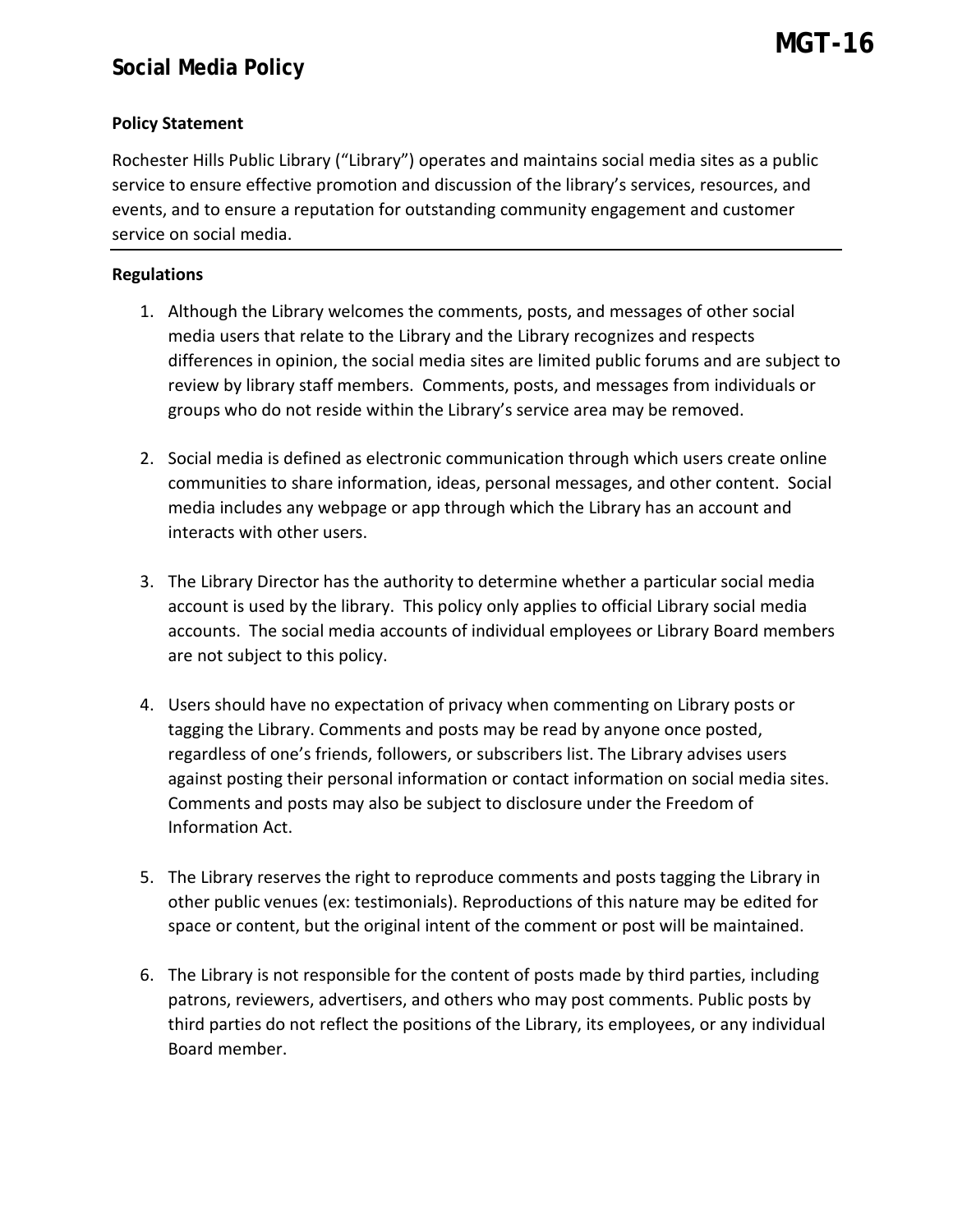# MGT-16

## Social Media Policy

**Policy Statement**

Rochester Hills Public Library ("Library") operates and maintains social media sites as a public service to ensure effective promotion and discussion of the library's services, resources, and events, and to ensure a reputation for outstanding community engagement and customer service on social media.

---

**Regulations**

1. Although the Library welcomes the comments, posts, and messages of other social media users that relate to the Library and the Library recognizes and respects differences in opinion, the social media sites are limited public forums and are subject to review by library staff members. Comments, posts, and messages from individuals or groups who do not reside within the Library's service area may be removed.

2. Social media is defined as electronic communication through which users create online communities to share information, ideas, personal messages, and other content. Social media includes any webpage or app through which the Library has an account and interacts with other users.

3. The Library Director has the authority to determine whether a particular social media account is used by the library. This policy only applies to official Library social media accounts. The social media accounts of individual employees or Library Board members are not subject to this policy.

4. Users should have no expectation of privacy when commenting on Library posts or tagging the Library. Comments and posts may be read by anyone once posted, regardless of one's friends, followers, or subscribers list. The Library advises users against posting their personal information or contact information on social media sites. Comments and posts may also be subject to disclosure under the Freedom of Information Act.

5. The Library reserves the right to reproduce comments and posts tagging the Library in other public venues (ex: testimonials). Reproductions of this nature may be edited for space or content, but the original intent of the comment or post will be maintained.

6. The Library is not responsible for the content of posts made by third parties, including patrons, reviewers, advertisers, and others who may post comments. Public posts by third parties do not reflect the positions of the Library, its employees, or any individual Board member.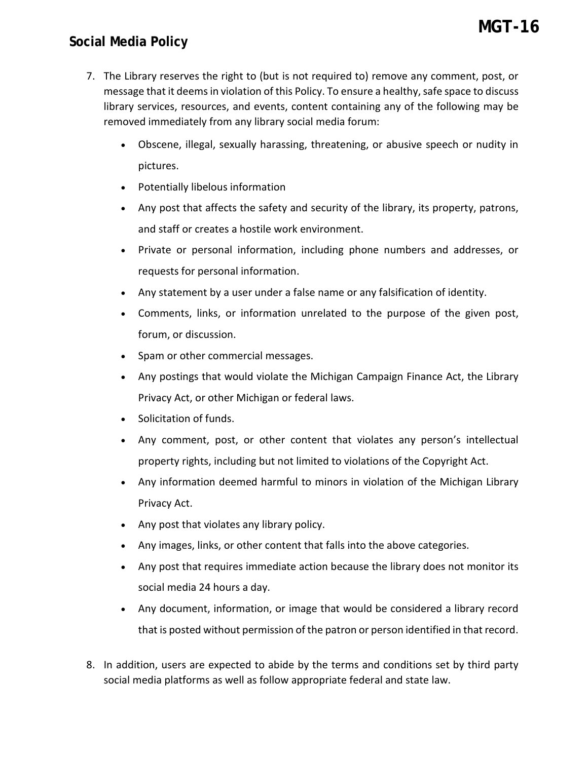7. The Library reserves the right to (but is not required to) remove any comment, post, or message that it deems in violation of this Policy. To ensure a healthy, safe space to discuss library services, resources, and events, content containing any of the following may be removed immediately from any library social media forum:

   - Obscene, illegal, sexually harassing, threatening, or abusive speech or nudity in pictures.
   - Potentially libelous information
   - Any post that affects the safety and security of the library, its property, patrons, and staff or creates a hostile work environment.
   - Private or personal information, including phone numbers and addresses, or requests for personal information.
   - Any statement by a user under a false name or any falsification of identity.
   - Comments, links, or information unrelated to the purpose of the given post, forum, or discussion.
   - Spam or other commercial messages.
   - Any postings that would violate the Michigan Campaign Finance Act, the Library Privacy Act, or other Michigan or federal laws.
   - Solicitation of funds.
   - Any comment, post, or other content that violates any person's intellectual property rights, including but not limited to violations of the Copyright Act.
   - Any information deemed harmful to minors in violation of the Michigan Library Privacy Act.
   - Any post that violates any library policy.
   - Any images, links, or other content that falls into the above categories.
   - Any post that requires immediate action because the library does not monitor its social media 24 hours a day.
   - Any document, information, or image that would be considered a library record that is posted without permission of the patron or person identified in that record.

8. In addition, users are expected to abide by the terms and conditions set by third party social media platforms as well as follow appropriate federal and state law.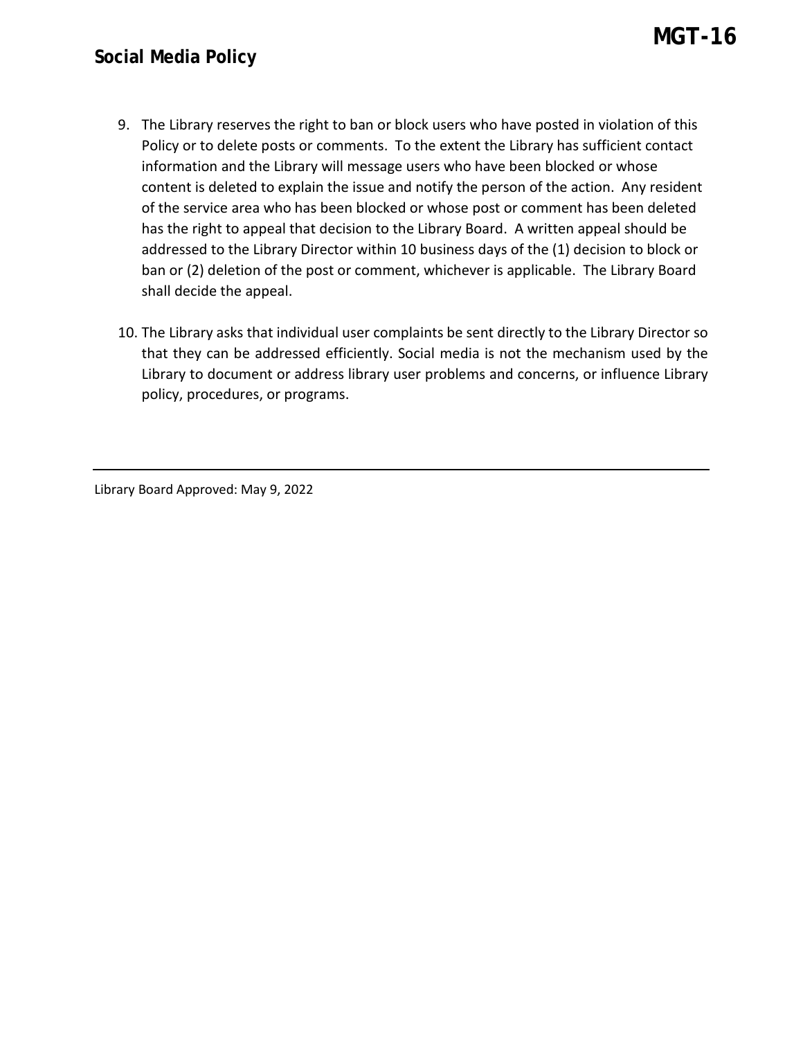9. The Library reserves the right to ban or block users who have posted in violation of this Policy or to delete posts or comments. To the extent the Library has sufficient contact information and the Library will message users who have been blocked or whose content is deleted to explain the issue and notify the person of the action. Any resident of the service area who has been blocked or whose post or comment has been deleted has the right to appeal that decision to the Library Board. A written appeal should be addressed to the Library Director within 10 business days of the (1) decision to block or ban or (2) deletion of the post or comment, whichever is applicable. The Library Board shall decide the appeal.

10. The Library asks that individual user complaints be sent directly to the Library Director so that they can be addressed efficiently. Social media is not the mechanism used by the Library to document or address library user problems and concerns, or influence Library policy, procedures, or programs.

---

Library Board Approved: May 9, 2022